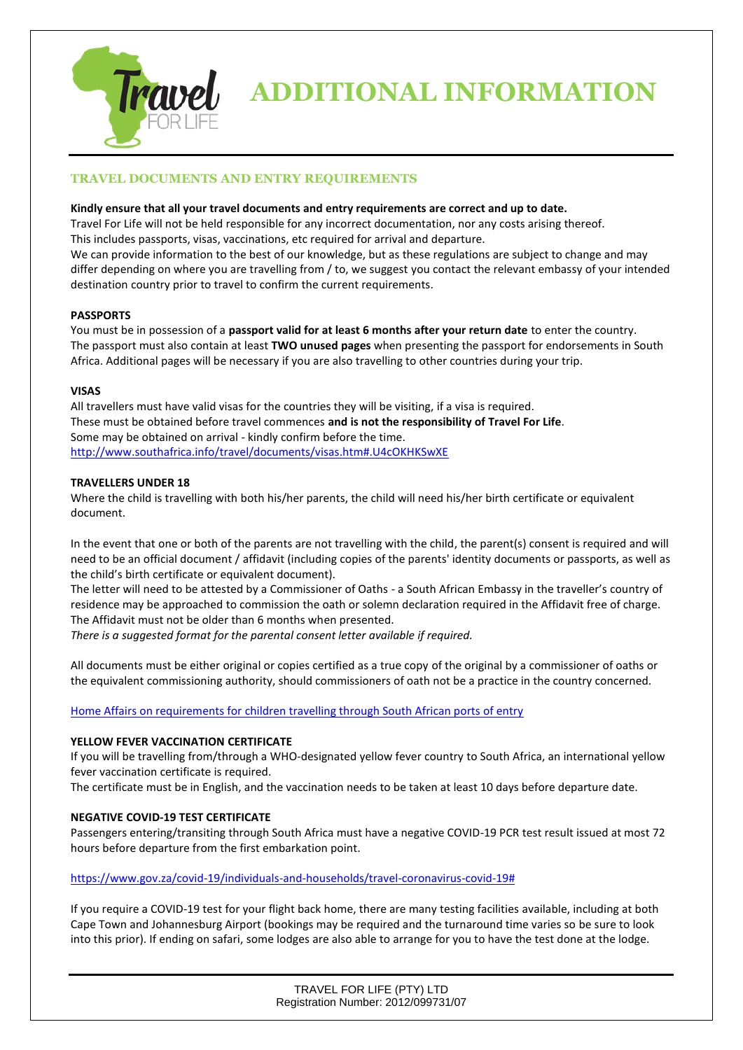# ADDITIONAL INFORMATION

## TRAVEL DOCUMENTS AND ENTRY REQUIREMENTS

**Kindly ensure that all your travel documents and entry requirements are correct and up to date.**
Travel For Life will not be held responsible for any incorrect documentation, nor any costs arising thereof.
This includes passports, visas, vaccinations, etc required for arrival and departure.
We can provide information to the best of our knowledge, but as these regulations are subject to change and may differ depending on where you are travelling from / to, we suggest you contact the relevant embassy of your intended destination country prior to travel to confirm the current requirements.

### PASSPORTS

You must be in possession of a **passport valid for at least 6 months after your return date** to enter the country.
The passport must also contain at least **TWO unused pages** when presenting the passport for endorsements in South Africa. Additional pages will be necessary if you are also travelling to other countries during your trip.

### VISAS

All travellers must have valid visas for the countries they will be visiting, if a visa is required.
These must be obtained before travel commences **and is not the responsibility of Travel For Life**.
Some may be obtained on arrival - kindly confirm before the time.
[http://www.southafrica.info/travel/documents/visas.htm#.U4cOKHKSwXE](http://www.southafrica.info/travel/documents/visas.htm#.U4cOKHKSwXE)

### TRAVELLERS UNDER 18

Where the child is travelling with both his/her parents, the child will need his/her birth certificate or equivalent document.

In the event that one or both of the parents are not travelling with the child, the parent(s) consent is required and will need to be an official document / affidavit (including copies of the parents' identity documents or passports, as well as the child's birth certificate or equivalent document).
The letter will need to be attested by a Commissioner of Oaths - a South African Embassy in the traveller's country of residence may be approached to commission the oath or solemn declaration required in the Affidavit free of charge.
The Affidavit must not be older than 6 months when presented.
*There is a suggested format for the parental consent letter available if required.*

All documents must be either original or copies certified as a true copy of the original by a commissioner of oaths or the equivalent commissioning authority, should commissioners of oath not be a practice in the country concerned.

Home Affairs on requirements for children travelling through South African ports of entry

### YELLOW FEVER VACCINATION CERTIFICATE

If you will be travelling from/through a WHO-designated yellow fever country to South Africa, an international yellow fever vaccination certificate is required.
The certificate must be in English, and the vaccination needs to be taken at least 10 days before departure date.

### NEGATIVE COVID-19 TEST CERTIFICATE

Passengers entering/transiting through South Africa must have a negative COVID-19 PCR test result issued at most 72 hours before departure from the first embarkation point.

[https://www.gov.za/covid-19/individuals-and-households/travel-coronavirus-covid-19#](https://www.gov.za/covid-19/individuals-and-households/travel-coronavirus-covid-19#)

If you require a COVID-19 test for your flight back home, there are many testing facilities available, including at both Cape Town and Johannesburg Airport (bookings may be required and the turnaround time varies so be sure to look into this prior). If ending on safari, some lodges are also able to arrange for you to have the test done at the lodge.

TRAVEL FOR LIFE (PTY) LTD
Registration Number: 2012/099731/07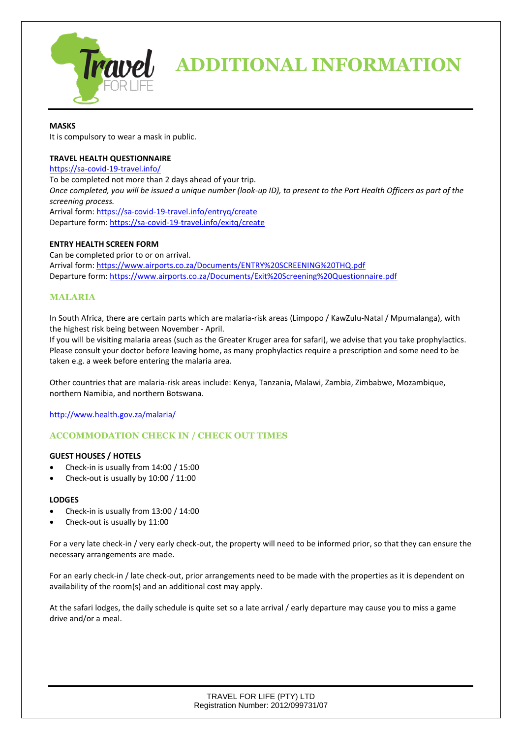# ADDITIONAL INFORMATION

**MASKS**

It is compulsory to wear a mask in public.

**TRAVEL HEALTH QUESTIONNAIRE**

https://sa-covid-19-travel.info/

To be completed not more than 2 days ahead of your trip.

*Once completed, you will be issued a unique number (look-up ID), to present to the Port Health Officers as part of the screening process.*

Arrival form: https://sa-covid-19-travel.info/entryq/create

Departure form: https://sa-covid-19-travel.info/exitq/create

**ENTRY HEALTH SCREEN FORM**

Can be completed prior to or on arrival.

Arrival form: https://www.airports.co.za/Documents/ENTRY%20SCREENING%20THQ.pdf

Departure form: https://www.airports.co.za/Documents/Exit%20Screening%20Questionnaire.pdf

## MALARIA

In South Africa, there are certain parts which are malaria-risk areas (Limpopo / KawZulu-Natal / Mpumalanga), with the highest risk being between November - April.

If you will be visiting malaria areas (such as the Greater Kruger area for safari), we advise that you take prophylactics. Please consult your doctor before leaving home, as many prophylactics require a prescription and some need to be taken e.g. a week before entering the malaria area.

Other countries that are malaria-risk areas include: Kenya, Tanzania, Malawi, Zambia, Zimbabwe, Mozambique, northern Namibia, and northern Botswana.

http://www.health.gov.za/malaria/

## ACCOMMODATION CHECK IN / CHECK OUT TIMES

**GUEST HOUSES / HOTELS**

- Check-in is usually from 14:00 / 15:00
- Check-out is usually by 10:00 / 11:00

**LODGES**

- Check-in is usually from 13:00 / 14:00
- Check-out is usually by 11:00

For a very late check-in / very early check-out, the property will need to be informed prior, so that they can ensure the necessary arrangements are made.

For an early check-in / late check-out, prior arrangements need to be made with the properties as it is dependent on availability of the room(s) and an additional cost may apply.

At the safari lodges, the daily schedule is quite set so a late arrival / early departure may cause you to miss a game drive and/or a meal.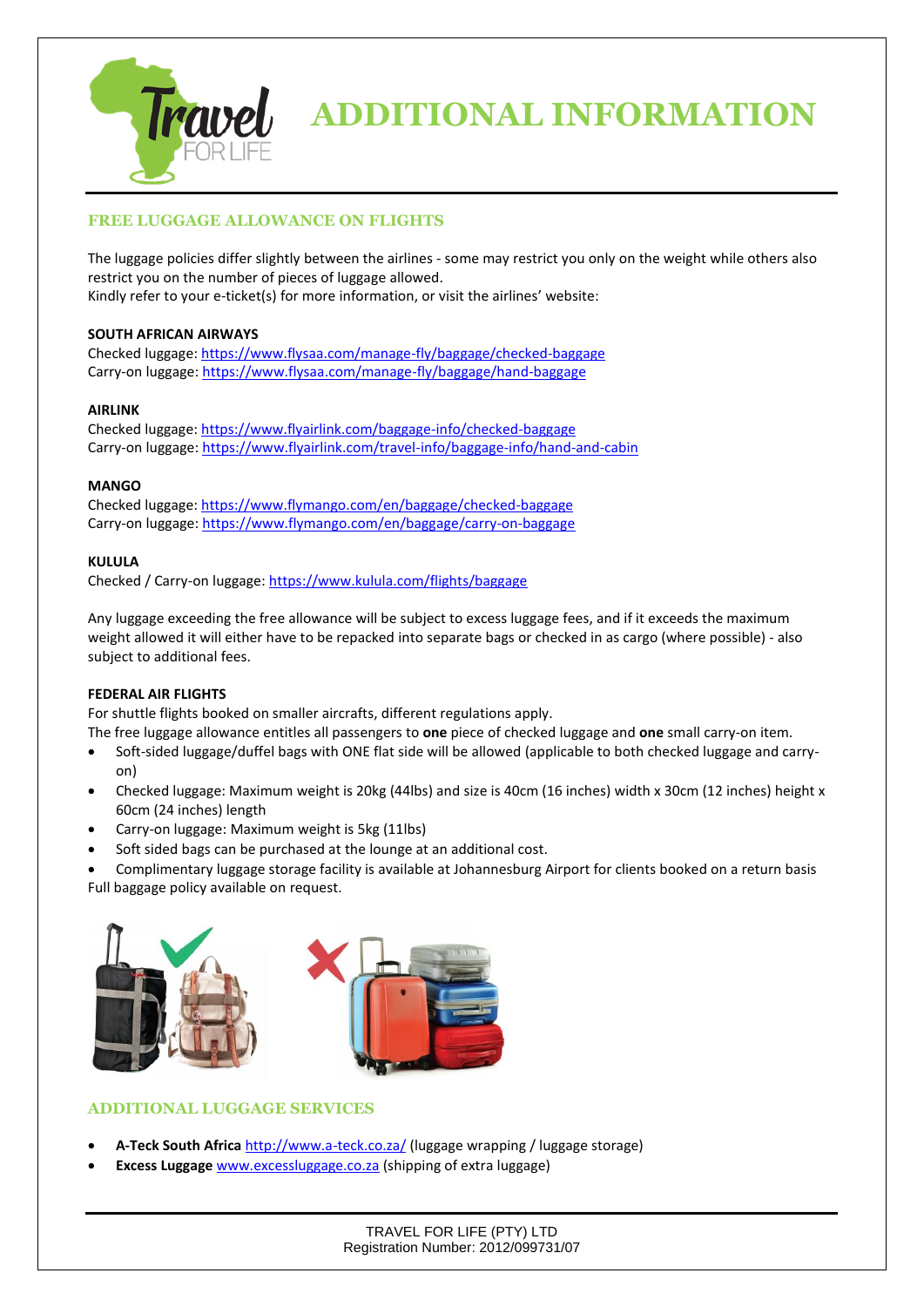# ADDITIONAL INFORMATION

## FREE LUGGAGE ALLOWANCE ON FLIGHTS

The luggage policies differ slightly between the airlines - some may restrict you only on the weight while others also restrict you on the number of pieces of luggage allowed.
Kindly refer to your e-ticket(s) for more information, or visit the airlines' website:

**SOUTH AFRICAN AIRWAYS**
Checked luggage: https://www.flysaa.com/manage-fly/baggage/checked-baggage
Carry-on luggage: https://www.flysaa.com/manage-fly/baggage/hand-baggage

**AIRLINK**
Checked luggage: https://www.flyairlink.com/baggage-info/checked-baggage
Carry-on luggage: https://www.flyairlink.com/travel-info/baggage-info/hand-and-cabin

**MANGO**
Checked luggage: https://www.flymango.com/en/baggage/checked-baggage
Carry-on luggage: https://www.flymango.com/en/baggage/carry-on-baggage

**KULULA**
Checked / Carry-on luggage: https://www.kulula.com/flights/baggage

Any luggage exceeding the free allowance will be subject to excess luggage fees, and if it exceeds the maximum weight allowed it will either have to be repacked into separate bags or checked in as cargo (where possible) - also subject to additional fees.

**FEDERAL AIR FLIGHTS**
For shuttle flights booked on smaller aircrafts, different regulations apply.
The free luggage allowance entitles all passengers to **one** piece of checked luggage and **one** small carry-on item.

- Soft-sided luggage/duffel bags with ONE flat side will be allowed (applicable to both checked luggage and carry-on)
- Checked luggage: Maximum weight is 20kg (44lbs) and size is 40cm (16 inches) width x 30cm (12 inches) height x 60cm (24 inches) length
- Carry-on luggage: Maximum weight is 5kg (11lbs)
- Soft sided bags can be purchased at the lounge at an additional cost.
- Complimentary luggage storage facility is available at Johannesburg Airport for clients booked on a return basis

Full baggage policy available on request.

## ADDITIONAL LUGGAGE SERVICES

- **A-Teck South Africa** http://www.a-teck.co.za/ (luggage wrapping / luggage storage)
- **Excess Luggage** www.excessluggage.co.za (shipping of extra luggage)

TRAVEL FOR LIFE (PTY) LTD
Registration Number: 2012/099731/07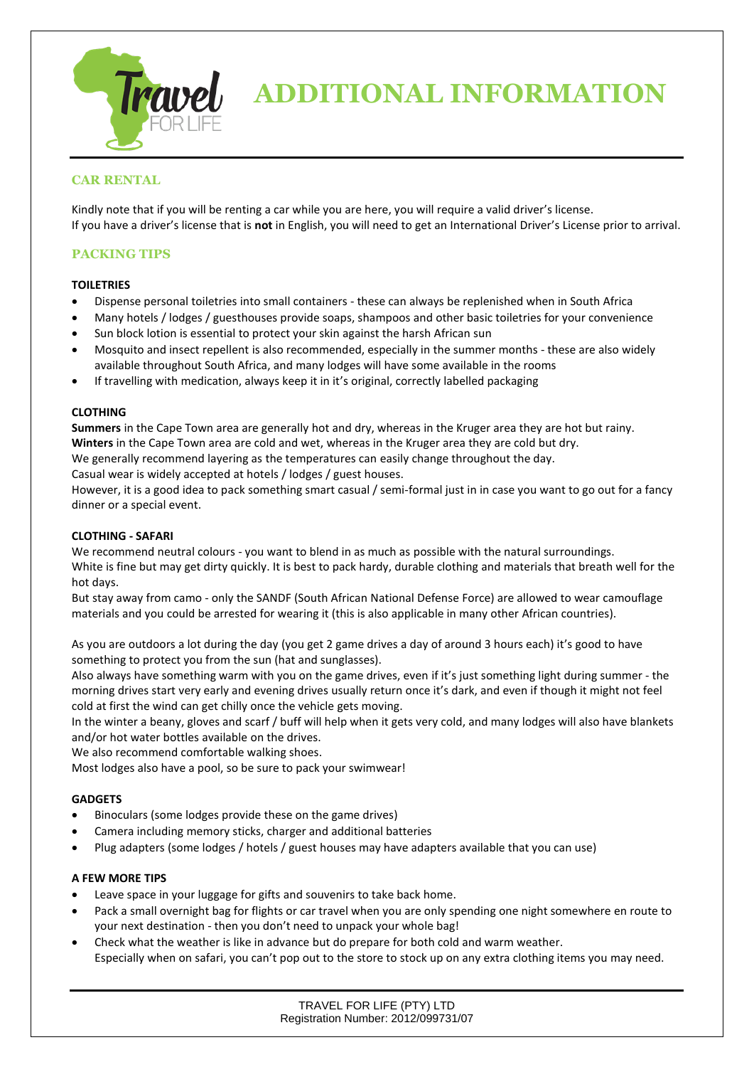# ADDITIONAL INFORMATION

## CAR RENTAL

Kindly note that if you will be renting a car while you are here, you will require a valid driver's license.
If you have a driver's license that is **not** in English, you will need to get an International Driver's License prior to arrival.

## PACKING TIPS

### TOILETRIES

- Dispense personal toiletries into small containers - these can always be replenished when in South Africa
- Many hotels / lodges / guesthouses provide soaps, shampoos and other basic toiletries for your convenience
- Sun block lotion is essential to protect your skin against the harsh African sun
- Mosquito and insect repellent is also recommended, especially in the summer months - these are also widely available throughout South Africa, and many lodges will have some available in the rooms
- If travelling with medication, always keep it in it's original, correctly labelled packaging

### CLOTHING

**Summers** in the Cape Town area are generally hot and dry, whereas in the Kruger area they are hot but rainy.
**Winters** in the Cape Town area are cold and wet, whereas in the Kruger area they are cold but dry.
We generally recommend layering as the temperatures can easily change throughout the day.
Casual wear is widely accepted at hotels / lodges / guest houses.
However, it is a good idea to pack something smart casual / semi-formal just in in case you want to go out for a fancy dinner or a special event.

### CLOTHING - SAFARI

We recommend neutral colours - you want to blend in as much as possible with the natural surroundings.
White is fine but may get dirty quickly. It is best to pack hardy, durable clothing and materials that breath well for the hot days.
But stay away from camo - only the SANDF (South African National Defense Force) are allowed to wear camouflage materials and you could be arrested for wearing it (this is also applicable in many other African countries).

As you are outdoors a lot during the day (you get 2 game drives a day of around 3 hours each) it's good to have something to protect you from the sun (hat and sunglasses).
Also always have something warm with you on the game drives, even if it's just something light during summer - the morning drives start very early and evening drives usually return once it's dark, and even if though it might not feel cold at first the wind can get chilly once the vehicle gets moving.
In the winter a beany, gloves and scarf / buff will help when it gets very cold, and many lodges will also have blankets and/or hot water bottles available on the drives.
We also recommend comfortable walking shoes.
Most lodges also have a pool, so be sure to pack your swimwear!

### GADGETS

- Binoculars (some lodges provide these on the game drives)
- Camera including memory sticks, charger and additional batteries
- Plug adapters (some lodges / hotels / guest houses may have adapters available that you can use)

### A FEW MORE TIPS

- Leave space in your luggage for gifts and souvenirs to take back home.
- Pack a small overnight bag for flights or car travel when you are only spending one night somewhere en route to your next destination - then you don't need to unpack your whole bag!
- Check what the weather is like in advance but do prepare for both cold and warm weather.
  Especially when on safari, you can't pop out to the store to stock up on any extra clothing items you may need.

TRAVEL FOR LIFE (PTY) LTD
Registration Number: 2012/099731/07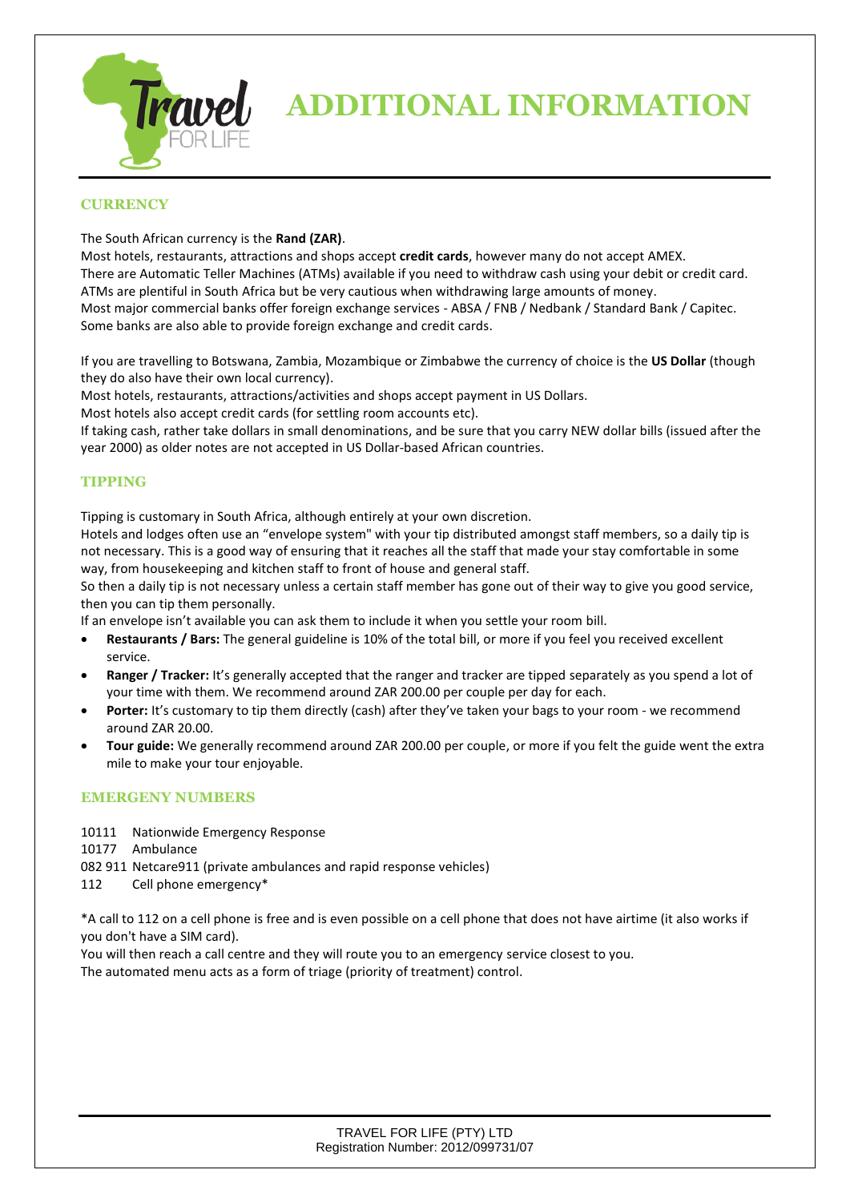# ADDITIONAL INFORMATION

## CURRENCY

The South African currency is the **Rand (ZAR)**.
Most hotels, restaurants, attractions and shops accept **credit cards**, however many do not accept AMEX.
There are Automatic Teller Machines (ATMs) available if you need to withdraw cash using your debit or credit card.
ATMs are plentiful in South Africa but be very cautious when withdrawing large amounts of money.
Most major commercial banks offer foreign exchange services - ABSA / FNB / Nedbank / Standard Bank / Capitec.
Some banks are also able to provide foreign exchange and credit cards.

If you are travelling to Botswana, Zambia, Mozambique or Zimbabwe the currency of choice is the **US Dollar** (though they do also have their own local currency).
Most hotels, restaurants, attractions/activities and shops accept payment in US Dollars.
Most hotels also accept credit cards (for settling room accounts etc).
If taking cash, rather take dollars in small denominations, and be sure that you carry NEW dollar bills (issued after the year 2000) as older notes are not accepted in US Dollar-based African countries.

## TIPPING

Tipping is customary in South Africa, although entirely at your own discretion.
Hotels and lodges often use an "envelope system" with your tip distributed amongst staff members, so a daily tip is not necessary. This is a good way of ensuring that it reaches all the staff that made your stay comfortable in some way, from housekeeping and kitchen staff to front of house and general staff.
So then a daily tip is not necessary unless a certain staff member has gone out of their way to give you good service, then you can tip them personally.
If an envelope isn't available you can ask them to include it when you settle your room bill.

- **Restaurants / Bars:** The general guideline is 10% of the total bill, or more if you feel you received excellent service.
- **Ranger / Tracker:** It's generally accepted that the ranger and tracker are tipped separately as you spend a lot of your time with them. We recommend around ZAR 200.00 per couple per day for each.
- **Porter:** It's customary to tip them directly (cash) after they've taken your bags to your room - we recommend around ZAR 20.00.
- **Tour guide:** We generally recommend around ZAR 200.00 per couple, or more if you felt the guide went the extra mile to make your tour enjoyable.

## EMERGENY NUMBERS

10111 Nationwide Emergency Response
10177 Ambulance
082 911 Netcare911 (private ambulances and rapid response vehicles)
112 Cell phone emergency*

*A call to 112 on a cell phone is free and is even possible on a cell phone that does not have airtime (it also works if you don't have a SIM card).
You will then reach a call centre and they will route you to an emergency service closest to you.
The automated menu acts as a form of triage (priority of treatment) control.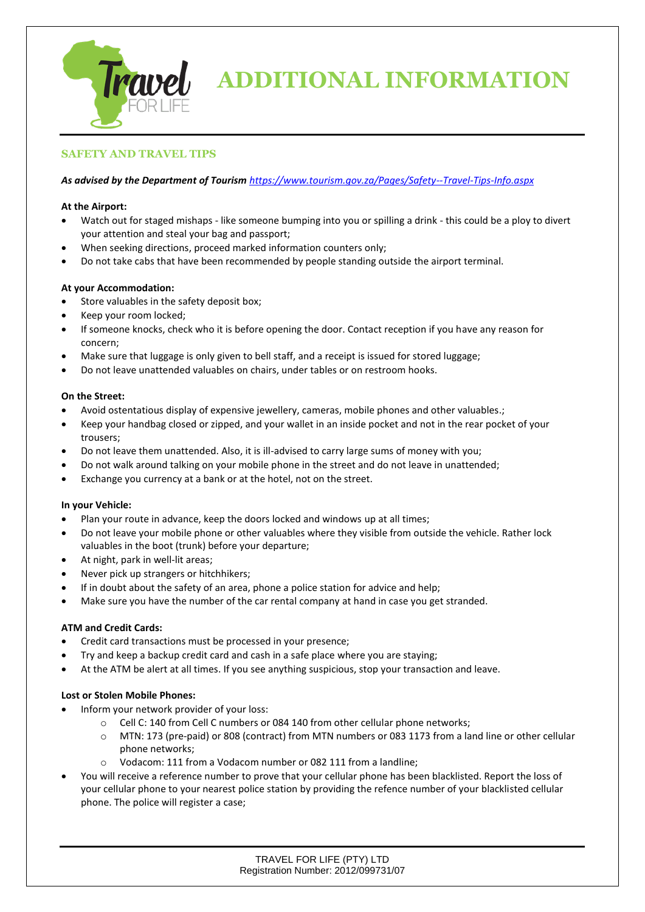# ADDITIONAL INFORMATION

## SAFETY AND TRAVEL TIPS

***As advised by the Department of Tourism*** *https://www.tourism.gov.za/Pages/Safety--Travel-Tips-Info.aspx*

**At the Airport:**

- Watch out for staged mishaps - like someone bumping into you or spilling a drink - this could be a ploy to divert your attention and steal your bag and passport;
- When seeking directions, proceed marked information counters only;
- Do not take cabs that have been recommended by people standing outside the airport terminal.

**At your Accommodation:**

- Store valuables in the safety deposit box;
- Keep your room locked;
- If someone knocks, check who it is before opening the door. Contact reception if you have any reason for concern;
- Make sure that luggage is only given to bell staff, and a receipt is issued for stored luggage;
- Do not leave unattended valuables on chairs, under tables or on restroom hooks.

**On the Street:**

- Avoid ostentatious display of expensive jewellery, cameras, mobile phones and other valuables.;
- Keep your handbag closed or zipped, and your wallet in an inside pocket and not in the rear pocket of your trousers;
- Do not leave them unattended. Also, it is ill-advised to carry large sums of money with you;
- Do not walk around talking on your mobile phone in the street and do not leave in unattended;
- Exchange you currency at a bank or at the hotel, not on the street.

**In your Vehicle:**

- Plan your route in advance, keep the doors locked and windows up at all times;
- Do not leave your mobile phone or other valuables where they visible from outside the vehicle. Rather lock valuables in the boot (trunk) before your departure;
- At night, park in well-lit areas;
- Never pick up strangers or hitchhikers;
- If in doubt about the safety of an area, phone a police station for advice and help;
- Make sure you have the number of the car rental company at hand in case you get stranded.

**ATM and Credit Cards:**

- Credit card transactions must be processed in your presence;
- Try and keep a backup credit card and cash in a safe place where you are staying;
- At the ATM be alert at all times. If you see anything suspicious, stop your transaction and leave.

**Lost or Stolen Mobile Phones:**

- Inform your network provider of your loss:
  - Cell C: 140 from Cell C numbers or 084 140 from other cellular phone networks;
  - MTN: 173 (pre-paid) or 808 (contract) from MTN numbers or 083 1173 from a land line or other cellular phone networks;
  - Vodacom: 111 from a Vodacom number or 082 111 from a landline;
- You will receive a reference number to prove that your cellular phone has been blacklisted. Report the loss of your cellular phone to your nearest police station by providing the refence number of your blacklisted cellular phone. The police will register a case;

TRAVEL FOR LIFE (PTY) LTD
Registration Number: 2012/099731/07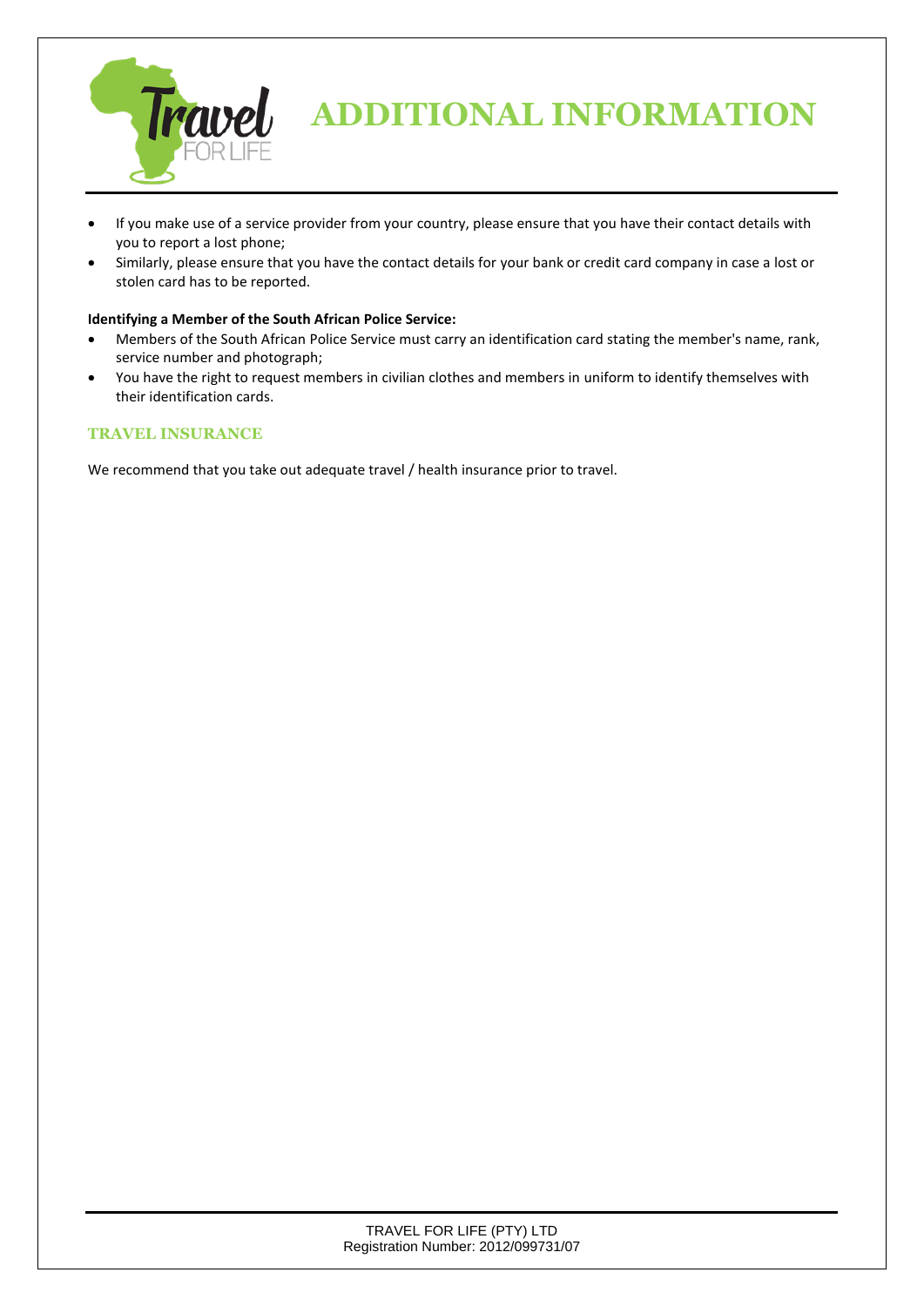# ADDITIONAL INFORMATION

- If you make use of a service provider from your country, please ensure that you have their contact details with you to report a lost phone;
- Similarly, please ensure that you have the contact details for your bank or credit card company in case a lost or stolen card has to be reported.

**Identifying a Member of the South African Police Service:**

- Members of the South African Police Service must carry an identification card stating the member's name, rank, service number and photograph;
- You have the right to request members in civilian clothes and members in uniform to identify themselves with their identification cards.

## TRAVEL INSURANCE

We recommend that you take out adequate travel / health insurance prior to travel.